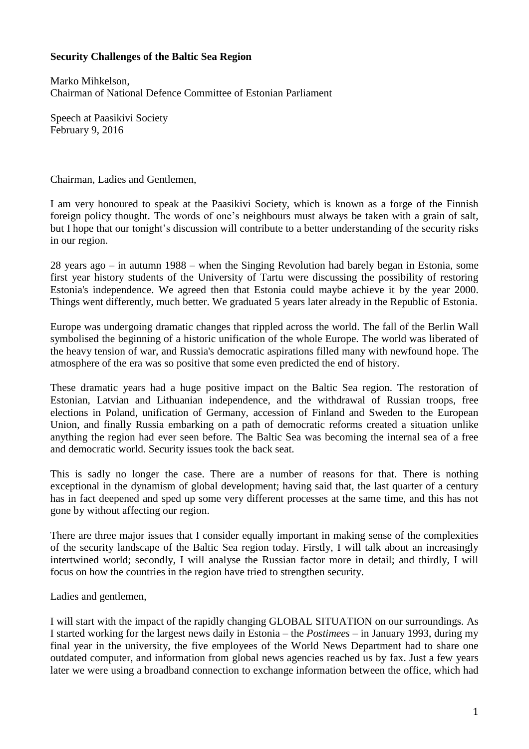**Security Challenges of the Baltic Sea Region**

Marko Mihkelson,
Chairman of National Defence Committee of Estonian Parliament

Speech at Paasikivi Society
February 9, 2016

Chairman, Ladies and Gentlemen,

I am very honoured to speak at the Paasikivi Society, which is known as a forge of the Finnish foreign policy thought. The words of one's neighbours must always be taken with a grain of salt, but I hope that our tonight's discussion will contribute to a better understanding of the security risks in our region.

28 years ago – in autumn 1988 – when the Singing Revolution had barely began in Estonia, some first year history students of the University of Tartu were discussing the possibility of restoring Estonia's independence. We agreed then that Estonia could maybe achieve it by the year 2000. Things went differently, much better. We graduated 5 years later already in the Republic of Estonia.

Europe was undergoing dramatic changes that rippled across the world. The fall of the Berlin Wall symbolised the beginning of a historic unification of the whole Europe. The world was liberated of the heavy tension of war, and Russia's democratic aspirations filled many with newfound hope. The atmosphere of the era was so positive that some even predicted the end of history.

These dramatic years had a huge positive impact on the Baltic Sea region. The restoration of Estonian, Latvian and Lithuanian independence, and the withdrawal of Russian troops, free elections in Poland, unification of Germany, accession of Finland and Sweden to the European Union, and finally Russia embarking on a path of democratic reforms created a situation unlike anything the region had ever seen before. The Baltic Sea was becoming the internal sea of a free and democratic world. Security issues took the back seat.

This is sadly no longer the case. There are a number of reasons for that. There is nothing exceptional in the dynamism of global development; having said that, the last quarter of a century has in fact deepened and sped up some very different processes at the same time, and this has not gone by without affecting our region.

There are three major issues that I consider equally important in making sense of the complexities of the security landscape of the Baltic Sea region today. Firstly, I will talk about an increasingly intertwined world; secondly, I will analyse the Russian factor more in detail; and thirdly, I will focus on how the countries in the region have tried to strengthen security.

Ladies and gentlemen,

I will start with the impact of the rapidly changing GLOBAL SITUATION on our surroundings. As I started working for the largest news daily in Estonia – the *Postimees* – in January 1993, during my final year in the university, the five employees of the World News Department had to share one outdated computer, and information from global news agencies reached us by fax. Just a few years later we were using a broadband connection to exchange information between the office, which had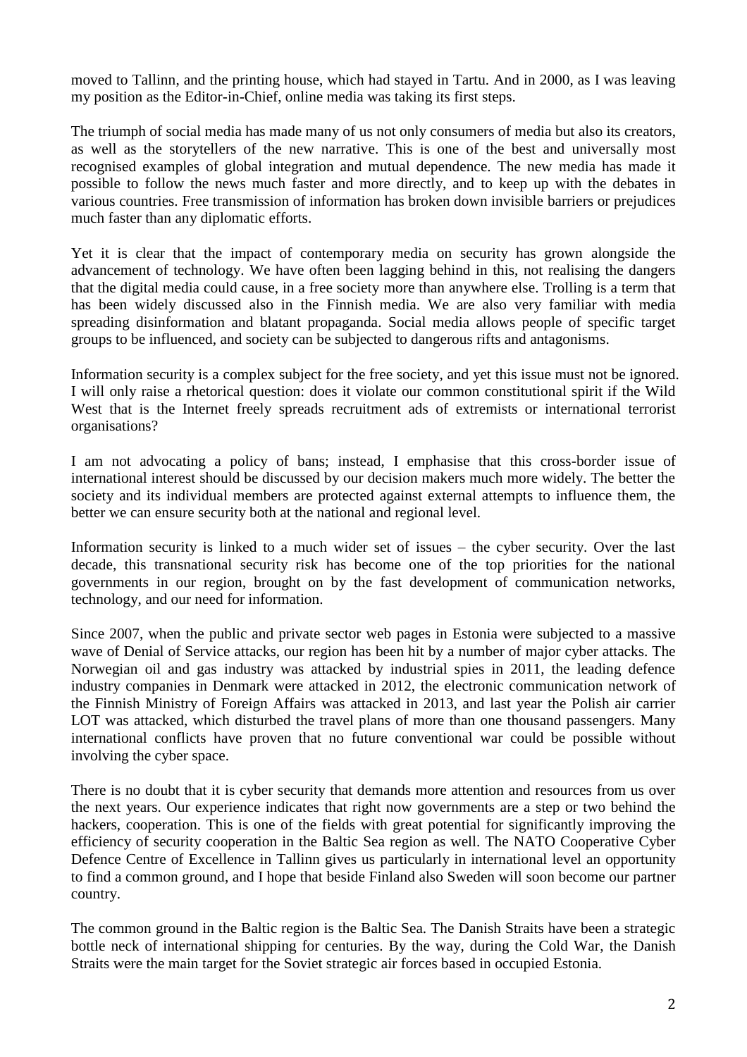moved to Tallinn, and the printing house, which had stayed in Tartu. And in 2000, as I was leaving my position as the Editor-in-Chief, online media was taking its first steps.

The triumph of social media has made many of us not only consumers of media but also its creators, as well as the storytellers of the new narrative. This is one of the best and universally most recognised examples of global integration and mutual dependence. The new media has made it possible to follow the news much faster and more directly, and to keep up with the debates in various countries. Free transmission of information has broken down invisible barriers or prejudices much faster than any diplomatic efforts.

Yet it is clear that the impact of contemporary media on security has grown alongside the advancement of technology. We have often been lagging behind in this, not realising the dangers that the digital media could cause, in a free society more than anywhere else. Trolling is a term that has been widely discussed also in the Finnish media. We are also very familiar with media spreading disinformation and blatant propaganda. Social media allows people of specific target groups to be influenced, and society can be subjected to dangerous rifts and antagonisms.

Information security is a complex subject for the free society, and yet this issue must not be ignored. I will only raise a rhetorical question: does it violate our common constitutional spirit if the Wild West that is the Internet freely spreads recruitment ads of extremists or international terrorist organisations?

I am not advocating a policy of bans; instead, I emphasise that this cross-border issue of international interest should be discussed by our decision makers much more widely. The better the society and its individual members are protected against external attempts to influence them, the better we can ensure security both at the national and regional level.

Information security is linked to a much wider set of issues – the cyber security. Over the last decade, this transnational security risk has become one of the top priorities for the national governments in our region, brought on by the fast development of communication networks, technology, and our need for information.

Since 2007, when the public and private sector web pages in Estonia were subjected to a massive wave of Denial of Service attacks, our region has been hit by a number of major cyber attacks. The Norwegian oil and gas industry was attacked by industrial spies in 2011, the leading defence industry companies in Denmark were attacked in 2012, the electronic communication network of the Finnish Ministry of Foreign Affairs was attacked in 2013, and last year the Polish air carrier LOT was attacked, which disturbed the travel plans of more than one thousand passengers. Many international conflicts have proven that no future conventional war could be possible without involving the cyber space.

There is no doubt that it is cyber security that demands more attention and resources from us over the next years. Our experience indicates that right now governments are a step or two behind the hackers, cooperation. This is one of the fields with great potential for significantly improving the efficiency of security cooperation in the Baltic Sea region as well. The NATO Cooperative Cyber Defence Centre of Excellence in Tallinn gives us particularly in international level an opportunity to find a common ground, and I hope that beside Finland also Sweden will soon become our partner country.

The common ground in the Baltic region is the Baltic Sea. The Danish Straits have been a strategic bottle neck of international shipping for centuries. By the way, during the Cold War, the Danish Straits were the main target for the Soviet strategic air forces based in occupied Estonia.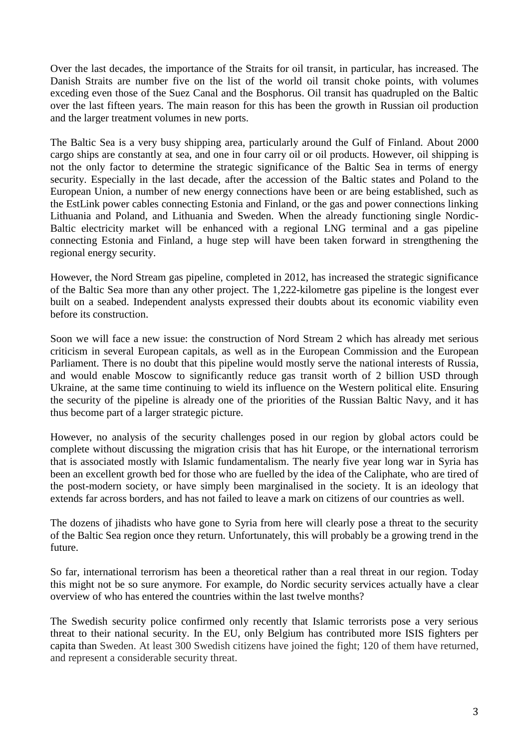Over the last decades, the importance of the Straits for oil transit, in particular, has increased. The Danish Straits are number five on the list of the world oil transit choke points, with volumes exceding even those of the Suez Canal and the Bosphorus. Oil transit has quadrupled on the Baltic over the last fifteen years. The main reason for this has been the growth in Russian oil production and the larger treatment volumes in new ports.

The Baltic Sea is a very busy shipping area, particularly around the Gulf of Finland. About 2000 cargo ships are constantly at sea, and one in four carry oil or oil products. However, oil shipping is not the only factor to determine the strategic significance of the Baltic Sea in terms of energy security. Especially in the last decade, after the accession of the Baltic states and Poland to the European Union, a number of new energy connections have been or are being established, such as the EstLink power cables connecting Estonia and Finland, or the gas and power connections linking Lithuania and Poland, and Lithuania and Sweden. When the already functioning single Nordic-Baltic electricity market will be enhanced with a regional LNG terminal and a gas pipeline connecting Estonia and Finland, a huge step will have been taken forward in strengthening the regional energy security.

However, the Nord Stream gas pipeline, completed in 2012, has increased the strategic significance of the Baltic Sea more than any other project. The 1,222-kilometre gas pipeline is the longest ever built on a seabed. Independent analysts expressed their doubts about its economic viability even before its construction.

Soon we will face a new issue: the construction of Nord Stream 2 which has already met serious criticism in several European capitals, as well as in the European Commission and the European Parliament. There is no doubt that this pipeline would mostly serve the national interests of Russia, and would enable Moscow to significantly reduce gas transit worth of 2 billion USD through Ukraine, at the same time continuing to wield its influence on the Western political elite. Ensuring the security of the pipeline is already one of the priorities of the Russian Baltic Navy, and it has thus become part of a larger strategic picture.

However, no analysis of the security challenges posed in our region by global actors could be complete without discussing the migration crisis that has hit Europe, or the international terrorism that is associated mostly with Islamic fundamentalism. The nearly five year long war in Syria has been an excellent growth bed for those who are fuelled by the idea of the Caliphate, who are tired of the post-modern society, or have simply been marginalised in the society. It is an ideology that extends far across borders, and has not failed to leave a mark on citizens of our countries as well.

The dozens of jihadists who have gone to Syria from here will clearly pose a threat to the security of the Baltic Sea region once they return. Unfortunately, this will probably be a growing trend in the future.

So far, international terrorism has been a theoretical rather than a real threat in our region. Today this might not be so sure anymore. For example, do Nordic security services actually have a clear overview of who has entered the countries within the last twelve months?

The Swedish security police confirmed only recently that Islamic terrorists pose a very serious threat to their national security. In the EU, only Belgium has contributed more ISIS fighters per capita than Sweden. At least 300 Swedish citizens have joined the fight; 120 of them have returned, and represent a considerable security threat.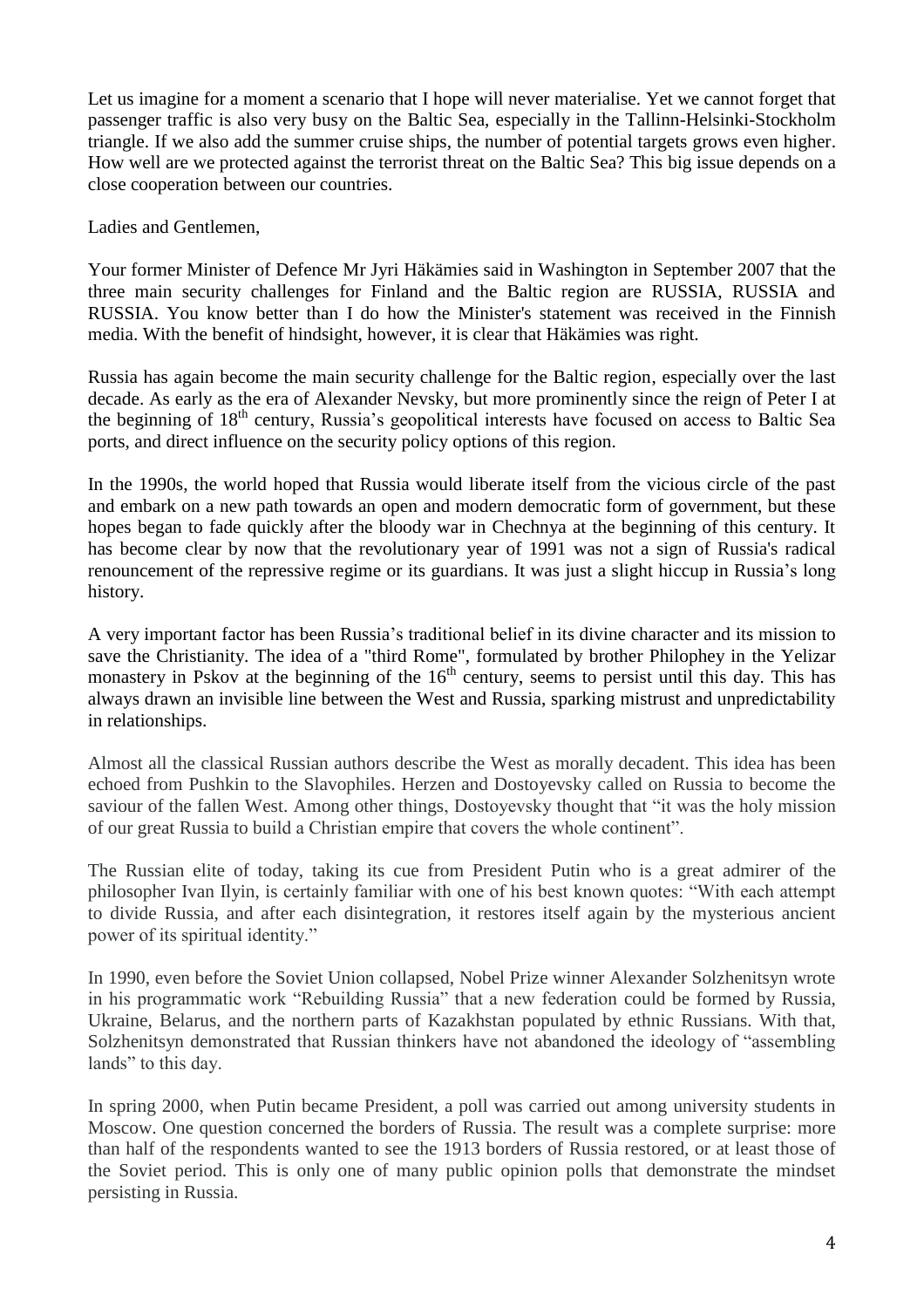Let us imagine for a moment a scenario that I hope will never materialise. Yet we cannot forget that passenger traffic is also very busy on the Baltic Sea, especially in the Tallinn-Helsinki-Stockholm triangle. If we also add the summer cruise ships, the number of potential targets grows even higher. How well are we protected against the terrorist threat on the Baltic Sea? This big issue depends on a close cooperation between our countries.

Ladies and Gentlemen,

Your former Minister of Defence Mr Jyri Häkämies said in Washington in September 2007 that the three main security challenges for Finland and the Baltic region are RUSSIA, RUSSIA and RUSSIA. You know better than I do how the Minister's statement was received in the Finnish media. With the benefit of hindsight, however, it is clear that Häkämies was right.

Russia has again become the main security challenge for the Baltic region, especially over the last decade. As early as the era of Alexander Nevsky, but more prominently since the reign of Peter I at the beginning of 18th century, Russia's geopolitical interests have focused on access to Baltic Sea ports, and direct influence on the security policy options of this region.

In the 1990s, the world hoped that Russia would liberate itself from the vicious circle of the past and embark on a new path towards an open and modern democratic form of government, but these hopes began to fade quickly after the bloody war in Chechnya at the beginning of this century. It has become clear by now that the revolutionary year of 1991 was not a sign of Russia's radical renouncement of the repressive regime or its guardians. It was just a slight hiccup in Russia's long history.

A very important factor has been Russia's traditional belief in its divine character and its mission to save the Christianity. The idea of a "third Rome", formulated by brother Philophey in the Yelizar monastery in Pskov at the beginning of the 16th century, seems to persist until this day. This has always drawn an invisible line between the West and Russia, sparking mistrust and unpredictability in relationships.

Almost all the classical Russian authors describe the West as morally decadent. This idea has been echoed from Pushkin to the Slavophiles. Herzen and Dostoyevsky called on Russia to become the saviour of the fallen West. Among other things, Dostoyevsky thought that "it was the holy mission of our great Russia to build a Christian empire that covers the whole continent".

The Russian elite of today, taking its cue from President Putin who is a great admirer of the philosopher Ivan Ilyin, is certainly familiar with one of his best known quotes: "With each attempt to divide Russia, and after each disintegration, it restores itself again by the mysterious ancient power of its spiritual identity."

In 1990, even before the Soviet Union collapsed, Nobel Prize winner Alexander Solzhenitsyn wrote in his programmatic work "Rebuilding Russia" that a new federation could be formed by Russia, Ukraine, Belarus, and the northern parts of Kazakhstan populated by ethnic Russians. With that, Solzhenitsyn demonstrated that Russian thinkers have not abandoned the ideology of "assembling lands" to this day.

In spring 2000, when Putin became President, a poll was carried out among university students in Moscow. One question concerned the borders of Russia. The result was a complete surprise: more than half of the respondents wanted to see the 1913 borders of Russia restored, or at least those of the Soviet period. This is only one of many public opinion polls that demonstrate the mindset persisting in Russia.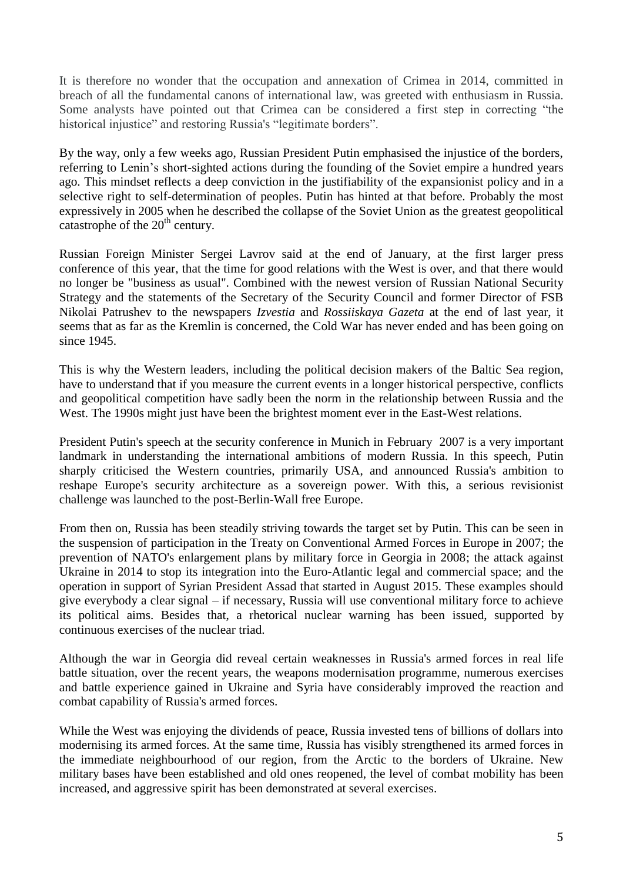It is therefore no wonder that the occupation and annexation of Crimea in 2014, committed in breach of all the fundamental canons of international law, was greeted with enthusiasm in Russia. Some analysts have pointed out that Crimea can be considered a first step in correcting "the historical injustice" and restoring Russia's "legitimate borders".

By the way, only a few weeks ago, Russian President Putin emphasised the injustice of the borders, referring to Lenin's short-sighted actions during the founding of the Soviet empire a hundred years ago. This mindset reflects a deep conviction in the justifiability of the expansionist policy and in a selective right to self-determination of peoples. Putin has hinted at that before. Probably the most expressively in 2005 when he described the collapse of the Soviet Union as the greatest geopolitical catastrophe of the 20th century.

Russian Foreign Minister Sergei Lavrov said at the end of January, at the first larger press conference of this year, that the time for good relations with the West is over, and that there would no longer be "business as usual". Combined with the newest version of Russian National Security Strategy and the statements of the Secretary of the Security Council and former Director of FSB Nikolai Patrushev to the newspapers *Izvestia* and *Rossiiskaya Gazeta* at the end of last year, it seems that as far as the Kremlin is concerned, the Cold War has never ended and has been going on since 1945.

This is why the Western leaders, including the political decision makers of the Baltic Sea region, have to understand that if you measure the current events in a longer historical perspective, conflicts and geopolitical competition have sadly been the norm in the relationship between Russia and the West. The 1990s might just have been the brightest moment ever in the East-West relations.

President Putin's speech at the security conference in Munich in February 2007 is a very important landmark in understanding the international ambitions of modern Russia. In this speech, Putin sharply criticised the Western countries, primarily USA, and announced Russia's ambition to reshape Europe's security architecture as a sovereign power. With this, a serious revisionist challenge was launched to the post-Berlin-Wall free Europe.

From then on, Russia has been steadily striving towards the target set by Putin. This can be seen in the suspension of participation in the Treaty on Conventional Armed Forces in Europe in 2007; the prevention of NATO's enlargement plans by military force in Georgia in 2008; the attack against Ukraine in 2014 to stop its integration into the Euro-Atlantic legal and commercial space; and the operation in support of Syrian President Assad that started in August 2015. These examples should give everybody a clear signal – if necessary, Russia will use conventional military force to achieve its political aims. Besides that, a rhetorical nuclear warning has been issued, supported by continuous exercises of the nuclear triad.

Although the war in Georgia did reveal certain weaknesses in Russia's armed forces in real life battle situation, over the recent years, the weapons modernisation programme, numerous exercises and battle experience gained in Ukraine and Syria have considerably improved the reaction and combat capability of Russia's armed forces.

While the West was enjoying the dividends of peace, Russia invested tens of billions of dollars into modernising its armed forces. At the same time, Russia has visibly strengthened its armed forces in the immediate neighbourhood of our region, from the Arctic to the borders of Ukraine. New military bases have been established and old ones reopened, the level of combat mobility has been increased, and aggressive spirit has been demonstrated at several exercises.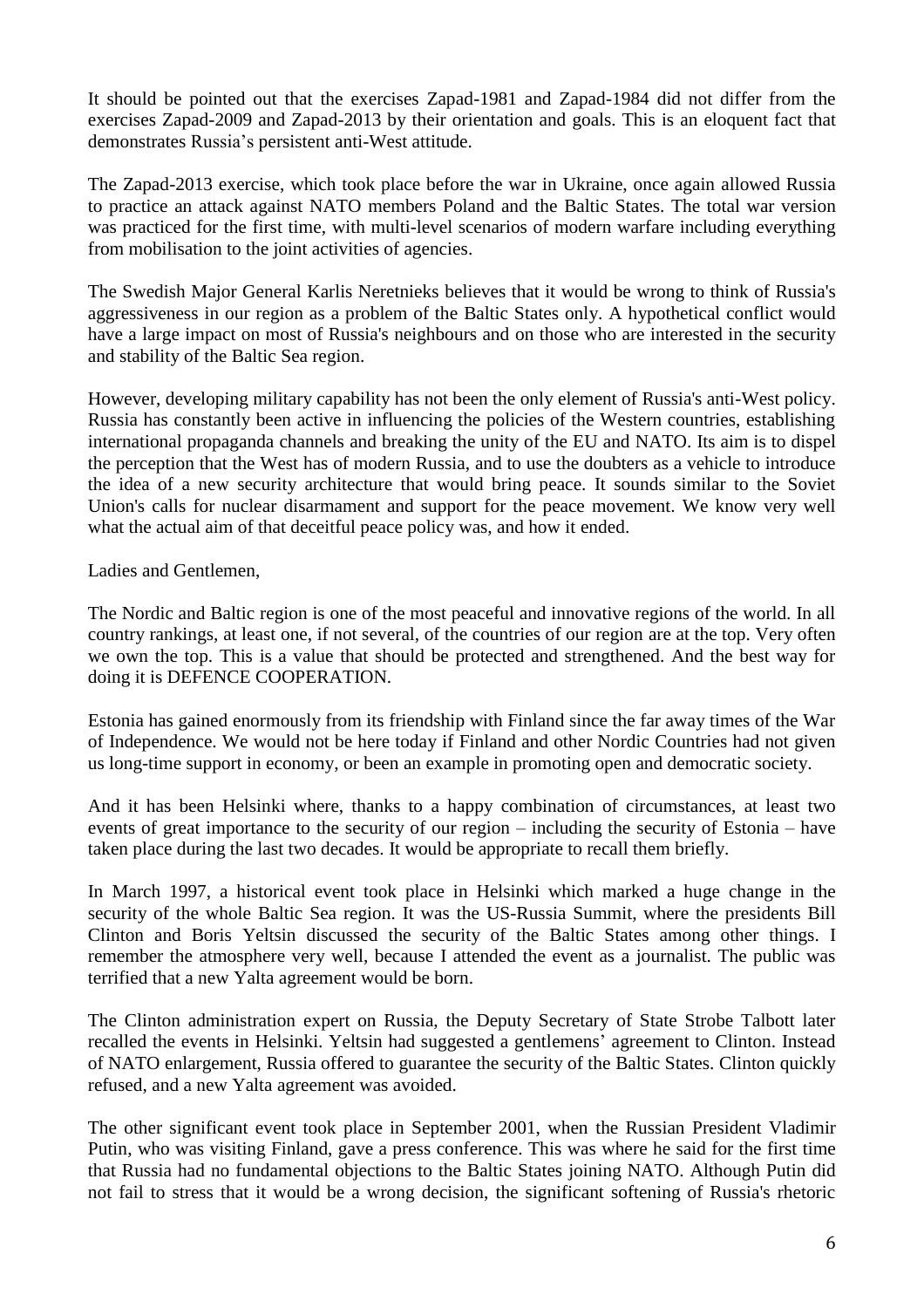It should be pointed out that the exercises Zapad-1981 and Zapad-1984 did not differ from the exercises Zapad-2009 and Zapad-2013 by their orientation and goals. This is an eloquent fact that demonstrates Russia's persistent anti-West attitude.

The Zapad-2013 exercise, which took place before the war in Ukraine, once again allowed Russia to practice an attack against NATO members Poland and the Baltic States. The total war version was practiced for the first time, with multi-level scenarios of modern warfare including everything from mobilisation to the joint activities of agencies.

The Swedish Major General Karlis Neretnieks believes that it would be wrong to think of Russia's aggressiveness in our region as a problem of the Baltic States only. A hypothetical conflict would have a large impact on most of Russia's neighbours and on those who are interested in the security and stability of the Baltic Sea region.

However, developing military capability has not been the only element of Russia's anti-West policy. Russia has constantly been active in influencing the policies of the Western countries, establishing international propaganda channels and breaking the unity of the EU and NATO. Its aim is to dispel the perception that the West has of modern Russia, and to use the doubters as a vehicle to introduce the idea of a new security architecture that would bring peace. It sounds similar to the Soviet Union's calls for nuclear disarmament and support for the peace movement. We know very well what the actual aim of that deceitful peace policy was, and how it ended.

Ladies and Gentlemen,

The Nordic and Baltic region is one of the most peaceful and innovative regions of the world. In all country rankings, at least one, if not several, of the countries of our region are at the top. Very often we own the top. This is a value that should be protected and strengthened. And the best way for doing it is DEFENCE COOPERATION.

Estonia has gained enormously from its friendship with Finland since the far away times of the War of Independence. We would not be here today if Finland and other Nordic Countries had not given us long-time support in economy, or been an example in promoting open and democratic society.

And it has been Helsinki where, thanks to a happy combination of circumstances, at least two events of great importance to the security of our region – including the security of Estonia – have taken place during the last two decades. It would be appropriate to recall them briefly.

In March 1997, a historical event took place in Helsinki which marked a huge change in the security of the whole Baltic Sea region. It was the US-Russia Summit, where the presidents Bill Clinton and Boris Yeltsin discussed the security of the Baltic States among other things. I remember the atmosphere very well, because I attended the event as a journalist. The public was terrified that a new Yalta agreement would be born.

The Clinton administration expert on Russia, the Deputy Secretary of State Strobe Talbott later recalled the events in Helsinki. Yeltsin had suggested a gentlemens' agreement to Clinton. Instead of NATO enlargement, Russia offered to guarantee the security of the Baltic States. Clinton quickly refused, and a new Yalta agreement was avoided.

The other significant event took place in September 2001, when the Russian President Vladimir Putin, who was visiting Finland, gave a press conference. This was where he said for the first time that Russia had no fundamental objections to the Baltic States joining NATO. Although Putin did not fail to stress that it would be a wrong decision, the significant softening of Russia's rhetoric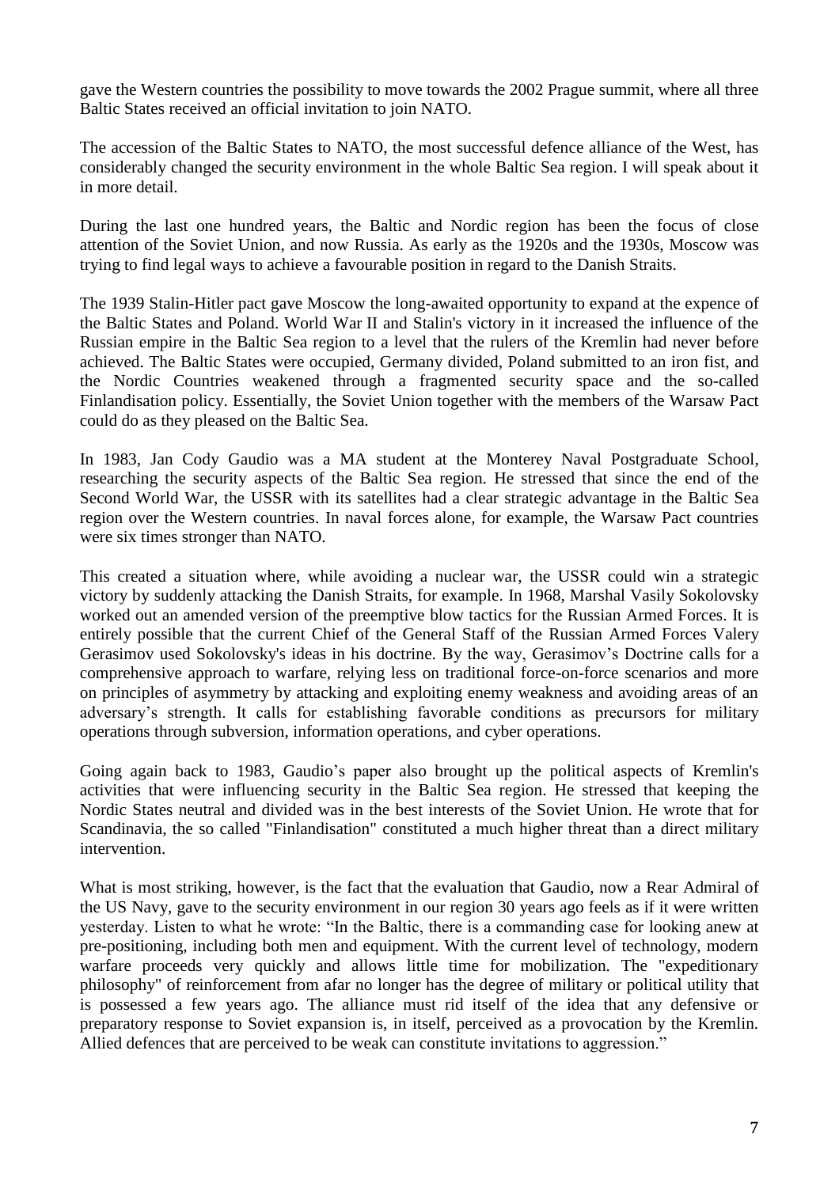gave the Western countries the possibility to move towards the 2002 Prague summit, where all three Baltic States received an official invitation to join NATO.

The accession of the Baltic States to NATO, the most successful defence alliance of the West, has considerably changed the security environment in the whole Baltic Sea region. I will speak about it in more detail.

During the last one hundred years, the Baltic and Nordic region has been the focus of close attention of the Soviet Union, and now Russia. As early as the 1920s and the 1930s, Moscow was trying to find legal ways to achieve a favourable position in regard to the Danish Straits.

The 1939 Stalin-Hitler pact gave Moscow the long-awaited opportunity to expand at the expence of the Baltic States and Poland. World War II and Stalin's victory in it increased the influence of the Russian empire in the Baltic Sea region to a level that the rulers of the Kremlin had never before achieved. The Baltic States were occupied, Germany divided, Poland submitted to an iron fist, and the Nordic Countries weakened through a fragmented security space and the so-called Finlandisation policy. Essentially, the Soviet Union together with the members of the Warsaw Pact could do as they pleased on the Baltic Sea.

In 1983, Jan Cody Gaudio was a MA student at the Monterey Naval Postgraduate School, researching the security aspects of the Baltic Sea region. He stressed that since the end of the Second World War, the USSR with its satellites had a clear strategic advantage in the Baltic Sea region over the Western countries. In naval forces alone, for example, the Warsaw Pact countries were six times stronger than NATO.

This created a situation where, while avoiding a nuclear war, the USSR could win a strategic victory by suddenly attacking the Danish Straits, for example. In 1968, Marshal Vasily Sokolovsky worked out an amended version of the preemptive blow tactics for the Russian Armed Forces. It is entirely possible that the current Chief of the General Staff of the Russian Armed Forces Valery Gerasimov used Sokolovsky's ideas in his doctrine. By the way, Gerasimov's Doctrine calls for a comprehensive approach to warfare, relying less on traditional force-on-force scenarios and more on principles of asymmetry by attacking and exploiting enemy weakness and avoiding areas of an adversary's strength. It calls for establishing favorable conditions as precursors for military operations through subversion, information operations, and cyber operations.

Going again back to 1983, Gaudio's paper also brought up the political aspects of Kremlin's activities that were influencing security in the Baltic Sea region. He stressed that keeping the Nordic States neutral and divided was in the best interests of the Soviet Union. He wrote that for Scandinavia, the so called "Finlandisation" constituted a much higher threat than a direct military intervention.

What is most striking, however, is the fact that the evaluation that Gaudio, now a Rear Admiral of the US Navy, gave to the security environment in our region 30 years ago feels as if it were written yesterday. Listen to what he wrote: "In the Baltic, there is a commanding case for looking anew at pre-positioning, including both men and equipment. With the current level of technology, modern warfare proceeds very quickly and allows little time for mobilization. The "expeditionary philosophy" of reinforcement from afar no longer has the degree of military or political utility that is possessed a few years ago. The alliance must rid itself of the idea that any defensive or preparatory response to Soviet expansion is, in itself, perceived as a provocation by the Kremlin. Allied defences that are perceived to be weak can constitute invitations to aggression."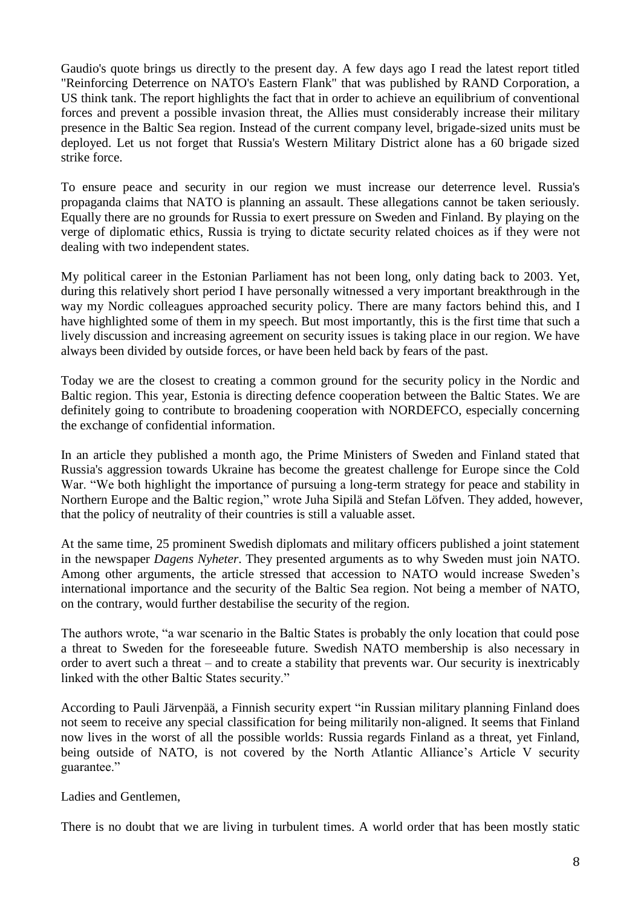Gaudio's quote brings us directly to the present day. A few days ago I read the latest report titled "Reinforcing Deterrence on NATO's Eastern Flank" that was published by RAND Corporation, a US think tank. The report highlights the fact that in order to achieve an equilibrium of conventional forces and prevent a possible invasion threat, the Allies must considerably increase their military presence in the Baltic Sea region. Instead of the current company level, brigade-sized units must be deployed. Let us not forget that Russia's Western Military District alone has a 60 brigade sized strike force.

To ensure peace and security in our region we must increase our deterrence level. Russia's propaganda claims that NATO is planning an assault. These allegations cannot be taken seriously. Equally there are no grounds for Russia to exert pressure on Sweden and Finland. By playing on the verge of diplomatic ethics, Russia is trying to dictate security related choices as if they were not dealing with two independent states.

My political career in the Estonian Parliament has not been long, only dating back to 2003. Yet, during this relatively short period I have personally witnessed a very important breakthrough in the way my Nordic colleagues approached security policy. There are many factors behind this, and I have highlighted some of them in my speech. But most importantly, this is the first time that such a lively discussion and increasing agreement on security issues is taking place in our region. We have always been divided by outside forces, or have been held back by fears of the past.

Today we are the closest to creating a common ground for the security policy in the Nordic and Baltic region. This year, Estonia is directing defence cooperation between the Baltic States. We are definitely going to contribute to broadening cooperation with NORDEFCO, especially concerning the exchange of confidential information.

In an article they published a month ago, the Prime Ministers of Sweden and Finland stated that Russia's aggression towards Ukraine has become the greatest challenge for Europe since the Cold War. "We both highlight the importance of pursuing a long-term strategy for peace and stability in Northern Europe and the Baltic region," wrote Juha Sipilä and Stefan Löfven. They added, however, that the policy of neutrality of their countries is still a valuable asset.

At the same time, 25 prominent Swedish diplomats and military officers published a joint statement in the newspaper *Dagens Nyheter*. They presented arguments as to why Sweden must join NATO. Among other arguments, the article stressed that accession to NATO would increase Sweden's international importance and the security of the Baltic Sea region. Not being a member of NATO, on the contrary, would further destabilise the security of the region.

The authors wrote, "a war scenario in the Baltic States is probably the only location that could pose a threat to Sweden for the foreseeable future. Swedish NATO membership is also necessary in order to avert such a threat – and to create a stability that prevents war. Our security is inextricably linked with the other Baltic States security."

According to Pauli Järvenpää, a Finnish security expert "in Russian military planning Finland does not seem to receive any special classification for being militarily non-aligned. It seems that Finland now lives in the worst of all the possible worlds: Russia regards Finland as a threat, yet Finland, being outside of NATO, is not covered by the North Atlantic Alliance's Article V security guarantee."

Ladies and Gentlemen,

There is no doubt that we are living in turbulent times. A world order that has been mostly static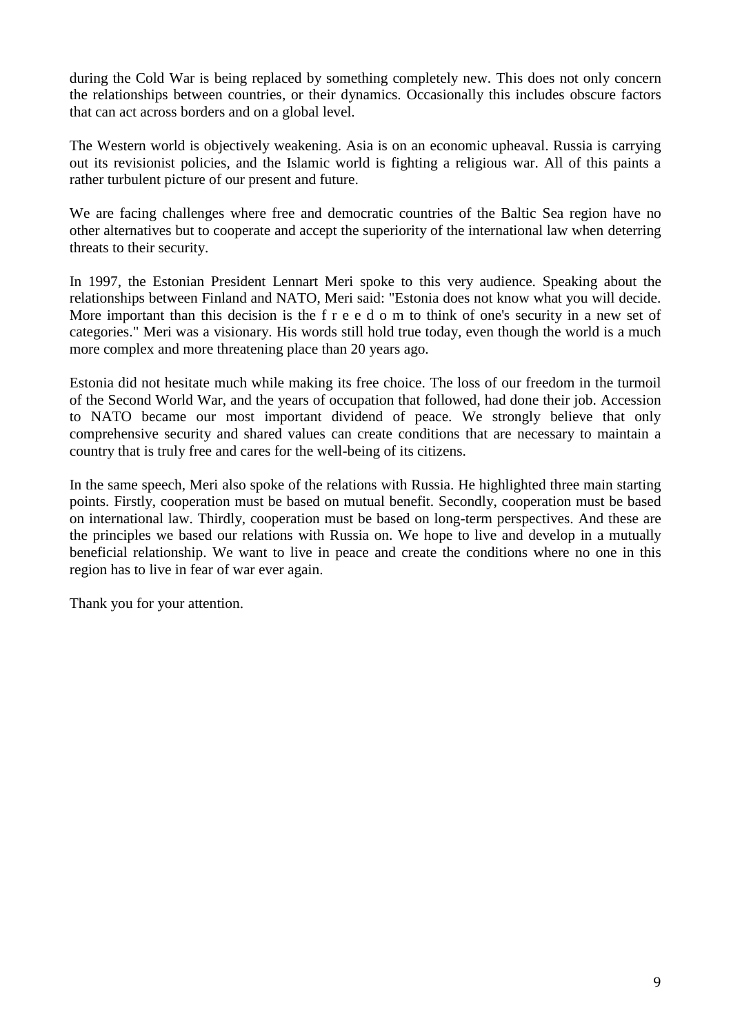during the Cold War is being replaced by something completely new. This does not only concern the relationships between countries, or their dynamics. Occasionally this includes obscure factors that can act across borders and on a global level.

The Western world is objectively weakening. Asia is on an economic upheaval. Russia is carrying out its revisionist policies, and the Islamic world is fighting a religious war. All of this paints a rather turbulent picture of our present and future.

We are facing challenges where free and democratic countries of the Baltic Sea region have no other alternatives but to cooperate and accept the superiority of the international law when deterring threats to their security.

In 1997, the Estonian President Lennart Meri spoke to this very audience. Speaking about the relationships between Finland and NATO, Meri said: "Estonia does not know what you will decide. More important than this decision is the f r e e d o m to think of one's security in a new set of categories." Meri was a visionary. His words still hold true today, even though the world is a much more complex and more threatening place than 20 years ago.

Estonia did not hesitate much while making its free choice. The loss of our freedom in the turmoil of the Second World War, and the years of occupation that followed, had done their job. Accession to NATO became our most important dividend of peace. We strongly believe that only comprehensive security and shared values can create conditions that are necessary to maintain a country that is truly free and cares for the well-being of its citizens.

In the same speech, Meri also spoke of the relations with Russia. He highlighted three main starting points. Firstly, cooperation must be based on mutual benefit. Secondly, cooperation must be based on international law. Thirdly, cooperation must be based on long-term perspectives. And these are the principles we based our relations with Russia on. We hope to live and develop in a mutually beneficial relationship. We want to live in peace and create the conditions where no one in this region has to live in fear of war ever again.

Thank you for your attention.